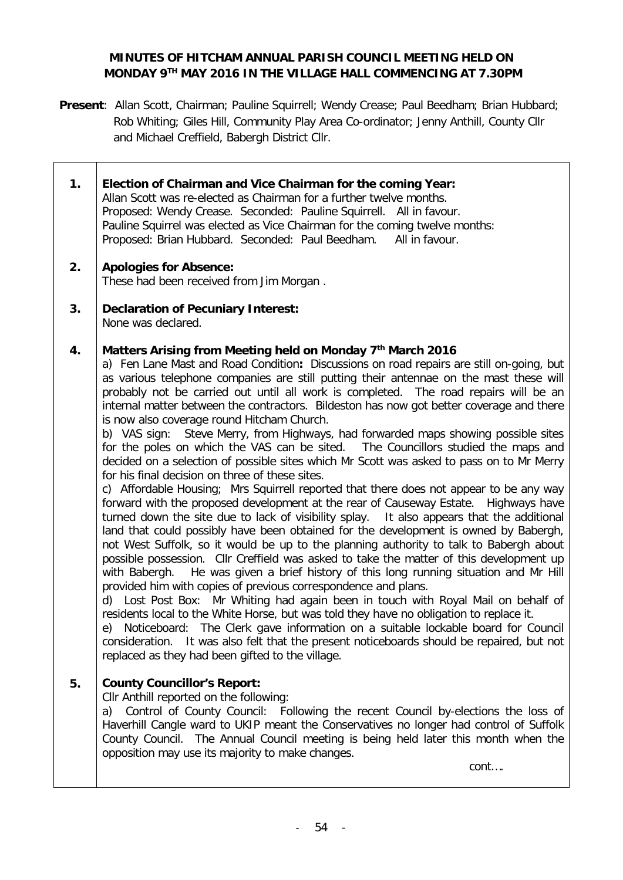# MINUTES OF HITCHAM ANNUAL PARISH COUNCIL MEETING HELD ON MONDAY 9TH MAY 2016 IN THE VILLAGE HALL COMMENCING AT 7.30PM

**Present**: Allan Scott, Chairman; Pauline Squirrell; Wendy Crease; Paul Beedham; Brian Hubbard; Rob Whiting; Giles Hill, Community Play Area Co-ordinator; Jenny Anthill, County Cllr and Michael Creffield, Babergh District Cllr.

**1. Election of Chairman and Vice Chairman for the coming Year:**

Allan Scott was re-elected as Chairman for a further twelve months.
Proposed: Wendy Crease. Seconded: Pauline Squirrell. All in favour.
Pauline Squirrel was elected as Vice Chairman for the coming twelve months:
Proposed: Brian Hubbard. Seconded: Paul Beedham. All in favour.

**2. Apologies for Absence:**

These had been received from Jim Morgan .

**3. Declaration of Pecuniary Interest:**

None was declared.

**4. Matters Arising from Meeting held on Monday 7th March 2016**

a) Fen Lane Mast and Road Condition**:** Discussions on road repairs are still on-going, but as various telephone companies are still putting their antennae on the mast these will probably not be carried out until all work is completed. The road repairs will be an internal matter between the contractors. Bildeston has now got better coverage and there is now also coverage round Hitcham Church.

b) VAS sign: Steve Merry, from Highways, had forwarded maps showing possible sites for the poles on which the VAS can be sited. The Councillors studied the maps and decided on a selection of possible sites which Mr Scott was asked to pass on to Mr Merry for his final decision on three of these sites.

c) Affordable Housing; Mrs Squirrell reported that there does not appear to be any way forward with the proposed development at the rear of Causeway Estate. Highways have turned down the site due to lack of visibility splay. It also appears that the additional land that could possibly have been obtained for the development is owned by Babergh, not West Suffolk, so it would be up to the planning authority to talk to Babergh about possible possession. Cllr Creffield was asked to take the matter of this development up with Babergh. He was given a brief history of this long running situation and Mr Hill provided him with copies of previous correspondence and plans.

d) Lost Post Box: Mr Whiting had again been in touch with Royal Mail on behalf of residents local to the White Horse, but was told they have no obligation to replace it.

e) Noticeboard: The Clerk gave information on a suitable lockable board for Council consideration. It was also felt that the present noticeboards should be repaired, but not replaced as they had been gifted to the village.

**5. County Councillor's Report:**

Cllr Anthill reported on the following:

a) Control of County Council: Following the recent Council by-elections the loss of Haverhill Cangle ward to UKIP meant the Conservatives no longer had control of Suffolk County Council. The Annual Council meeting is being held later this month when the opposition may use its majority to make changes.

cont….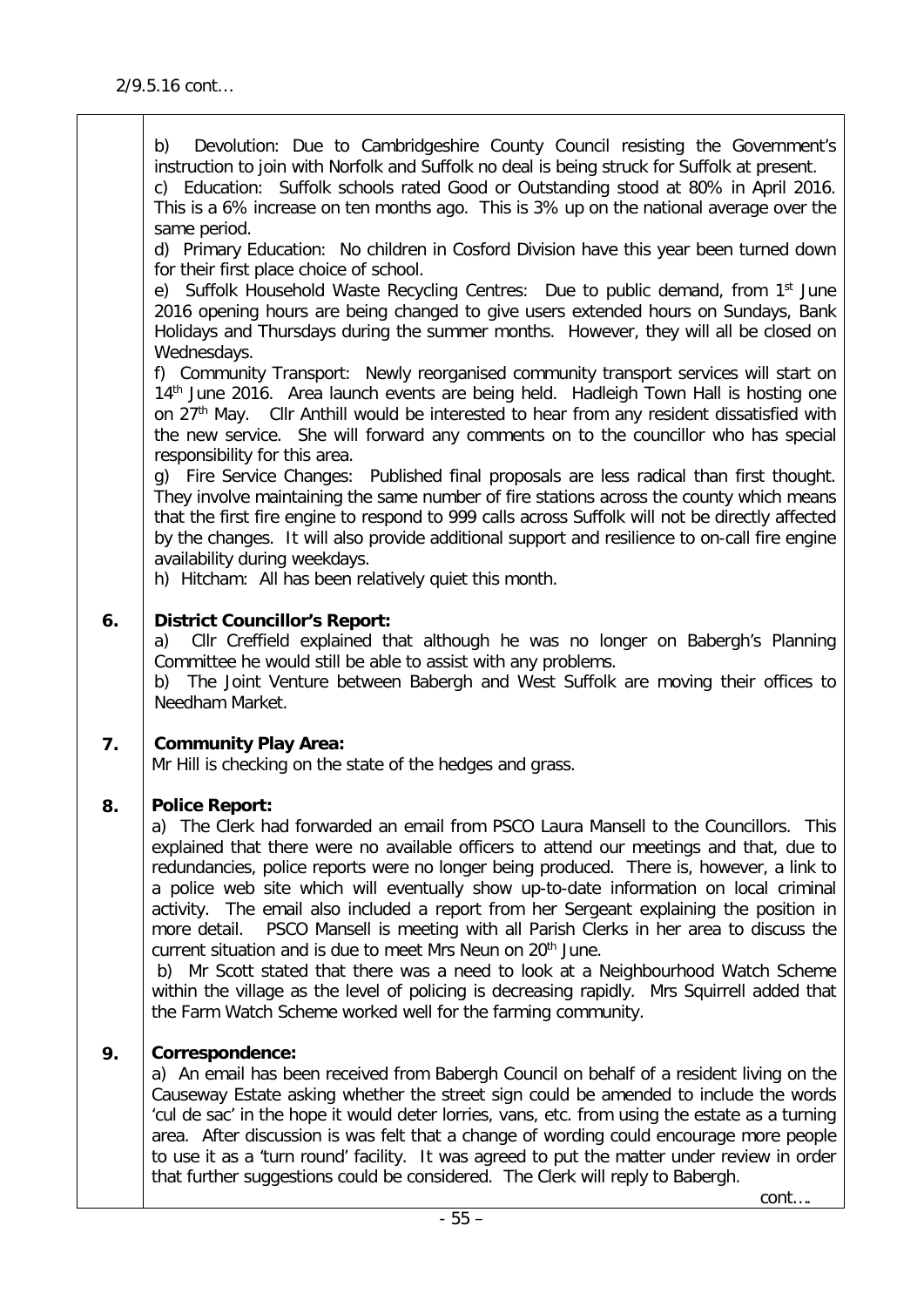2/9.5.16 cont…

b) Devolution: Due to Cambridgeshire County Council resisting the Government's instruction to join with Norfolk and Suffolk no deal is being struck for Suffolk at present.
c) Education: Suffolk schools rated Good or Outstanding stood at 80% in April 2016. This is a 6% increase on ten months ago. This is 3% up on the national average over the same period.
d) Primary Education: No children in Cosford Division have this year been turned down for their first place choice of school.
e) Suffolk Household Waste Recycling Centres: Due to public demand, from 1st June 2016 opening hours are being changed to give users extended hours on Sundays, Bank Holidays and Thursdays during the summer months. However, they will all be closed on Wednesdays.
f) Community Transport: Newly reorganised community transport services will start on 14th June 2016. Area launch events are being held. Hadleigh Town Hall is hosting one on 27th May. Cllr Anthill would be interested to hear from any resident dissatisfied with the new service. She will forward any comments on to the councillor who has special responsibility for this area.
g) Fire Service Changes: Published final proposals are less radical than first thought. They involve maintaining the same number of fire stations across the county which means that the first fire engine to respond to 999 calls across Suffolk will not be directly affected by the changes. It will also provide additional support and resilience to on-call fire engine availability during weekdays.
h) Hitcham: All has been relatively quiet this month.

**6. District Councillor's Report:**

a) Cllr Creffield explained that although he was no longer on Babergh's Planning Committee he would still be able to assist with any problems.
b) The Joint Venture between Babergh and West Suffolk are moving their offices to Needham Market.

**7. Community Play Area:**

Mr Hill is checking on the state of the hedges and grass.

**8. Police Report:**

a) The Clerk had forwarded an email from PSCO Laura Mansell to the Councillors. This explained that there were no available officers to attend our meetings and that, due to redundancies, police reports were no longer being produced. There is, however, a link to a police web site which will eventually show up-to-date information on local criminal activity. The email also included a report from her Sergeant explaining the position in more detail. PSCO Mansell is meeting with all Parish Clerks in her area to discuss the current situation and is due to meet Mrs Neun on 20th June.
b) Mr Scott stated that there was a need to look at a Neighbourhood Watch Scheme within the village as the level of policing is decreasing rapidly. Mrs Squirrell added that the Farm Watch Scheme worked well for the farming community.

**9. Correspondence:**

a) An email has been received from Babergh Council on behalf of a resident living on the Causeway Estate asking whether the street sign could be amended to include the words 'cul de sac' in the hope it would deter lorries, vans, etc. from using the estate as a turning area. After discussion is was felt that a change of wording could encourage more people to use it as a 'turn round' facility. It was agreed to put the matter under review in order that further suggestions could be considered. The Clerk will reply to Babergh.

cont….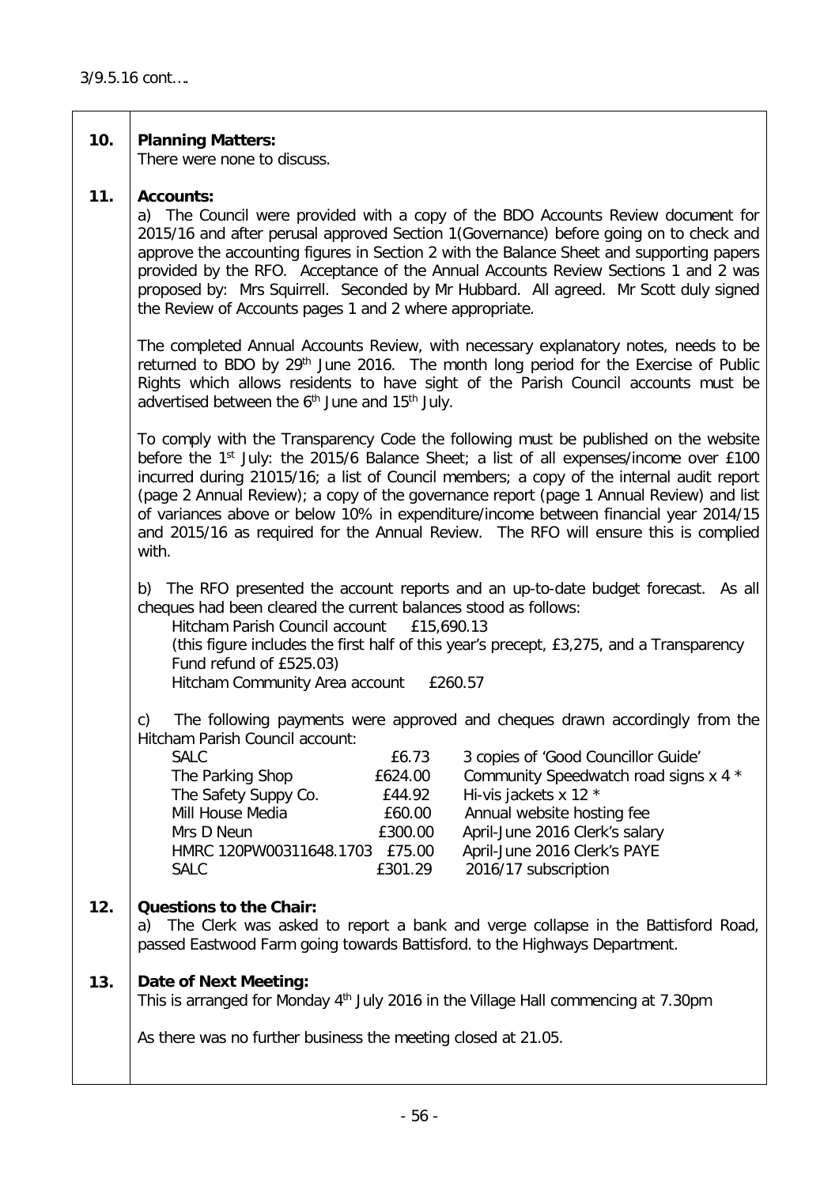3/9.5.16 cont….

**10. Planning Matters:**

There were none to discuss.

**11. Accounts:**

a) The Council were provided with a copy of the BDO Accounts Review document for 2015/16 and after perusal approved Section 1(Governance) before going on to check and approve the accounting figures in Section 2 with the Balance Sheet and supporting papers provided by the RFO. Acceptance of the Annual Accounts Review Sections 1 and 2 was proposed by: Mrs Squirrell. Seconded by Mr Hubbard. All agreed. Mr Scott duly signed the Review of Accounts pages 1 and 2 where appropriate.

The completed Annual Accounts Review, with necessary explanatory notes, needs to be returned to BDO by 29th June 2016. The month long period for the Exercise of Public Rights which allows residents to have sight of the Parish Council accounts must be advertised between the 6th June and 15th July.

To comply with the Transparency Code the following must be published on the website before the 1st July: the 2015/6 Balance Sheet; a list of all expenses/income over £100 incurred during 21015/16; a list of Council members; a copy of the internal audit report (page 2 Annual Review); a copy of the governance report (page 1 Annual Review) and list of variances above or below 10% in expenditure/income between financial year 2014/15 and 2015/16 as required for the Annual Review. The RFO will ensure this is complied with.

b) The RFO presented the account reports and an up-to-date budget forecast. As all cheques had been cleared the current balances stood as follows:

Hitcham Parish Council account £15,690.13
(this figure includes the first half of this year's precept, £3,275, and a Transparency Fund refund of £525.03)
Hitcham Community Area account £260.57

c) The following payments were approved and cheques drawn accordingly from the Hitcham Parish Council account:

| | | |
|---|---|---|
| SALC | £6.73 | 3 copies of 'Good Councillor Guide' |
| The Parking Shop | £624.00 | Community Speedwatch road signs x 4 * |
| The Safety Suppy Co. | £44.92 | Hi-vis jackets x 12 * |
| Mill House Media | £60.00 | Annual website hosting fee |
| Mrs D Neun | £300.00 | April-June 2016 Clerk's salary |
| HMRC 120PW00311648.1703 | £75.00 | April-June 2016 Clerk's PAYE |
| SALC | £301.29 | 2016/17 subscription |

**12. Questions to the Chair:**

a) The Clerk was asked to report a bank and verge collapse in the Battisford Road, passed Eastwood Farm going towards Battisford. to the Highways Department.

**13. Date of Next Meeting:**

This is arranged for Monday 4th July 2016 in the Village Hall commencing at 7.30pm

As there was no further business the meeting closed at 21.05.